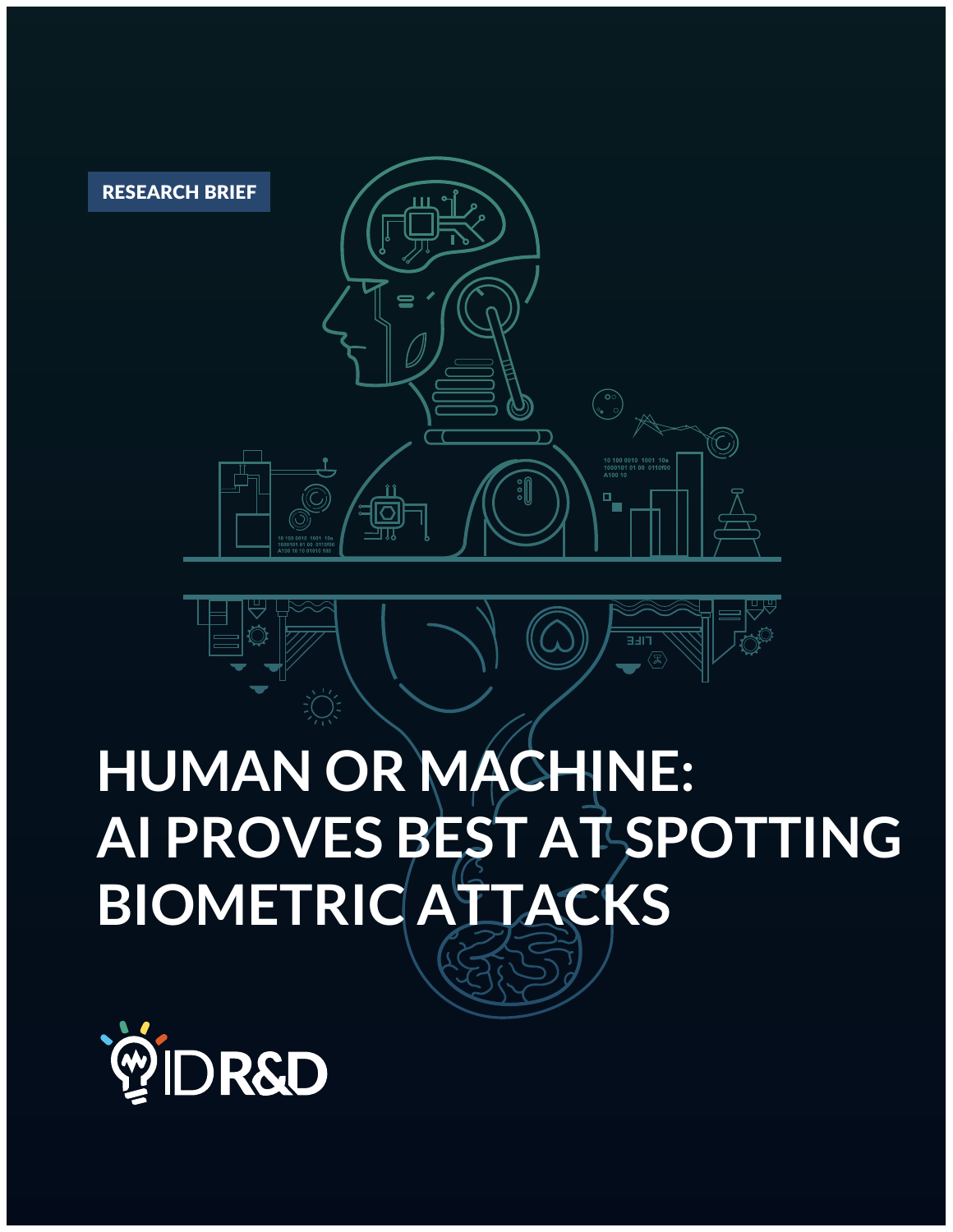RESEARCH BRIEF

# HUMAN OR MACHINE: AI PROVES BEST AT SPOTTING BIOMETRIC ATTACKS

ID R&D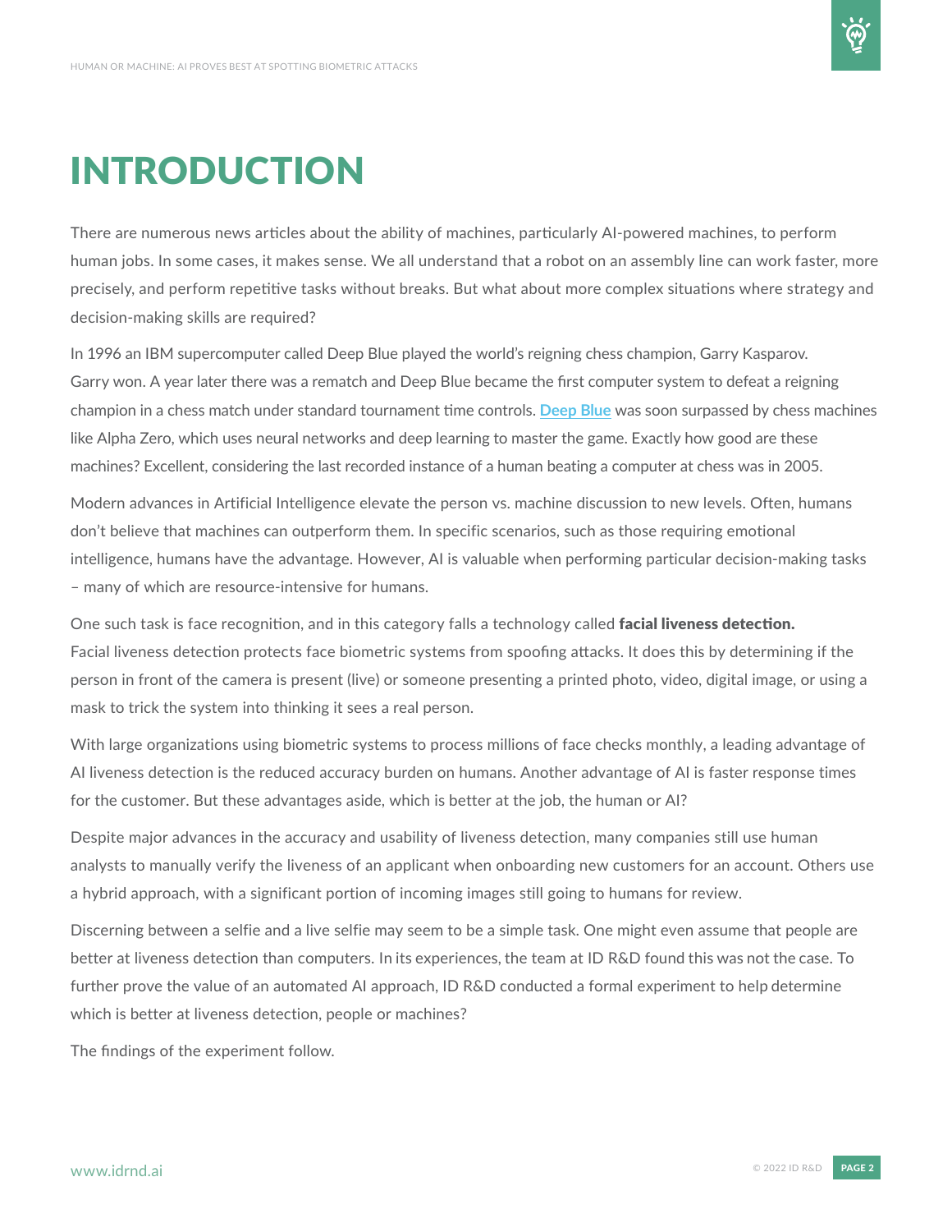# INTRODUCTION

There are numerous news articles about the ability of machines, particularly AI-powered machines, to perform human jobs. In some cases, it makes sense. We all understand that a robot on an assembly line can work faster, more precisely, and perform repetitive tasks without breaks. But what about more complex situations where strategy and decision-making skills are required?

In 1996 an IBM supercomputer called Deep Blue played the world's reigning chess champion, Garry Kasparov. Garry won. A year later there was a rematch and Deep Blue became the first computer system to defeat a reigning champion in a chess match under standard tournament time controls. Deep Blue was soon surpassed by chess machines like Alpha Zero, which uses neural networks and deep learning to master the game. Exactly how good are these machines? Excellent, considering the last recorded instance of a human beating a computer at chess was in 2005.

Modern advances in Artificial Intelligence elevate the person vs. machine discussion to new levels. Often, humans don't believe that machines can outperform them. In specific scenarios, such as those requiring emotional intelligence, humans have the advantage. However, AI is valuable when performing particular decision-making tasks – many of which are resource-intensive for humans.

One such task is face recognition, and in this category falls a technology called **facial liveness detection.** Facial liveness detection protects face biometric systems from spoofing attacks. It does this by determining if the person in front of the camera is present (live) or someone presenting a printed photo, video, digital image, or using a mask to trick the system into thinking it sees a real person.

With large organizations using biometric systems to process millions of face checks monthly, a leading advantage of AI liveness detection is the reduced accuracy burden on humans. Another advantage of AI is faster response times for the customer. But these advantages aside, which is better at the job, the human or AI?

Despite major advances in the accuracy and usability of liveness detection, many companies still use human analysts to manually verify the liveness of an applicant when onboarding new customers for an account. Others use a hybrid approach, with a significant portion of incoming images still going to humans for review.

Discerning between a selfie and a live selfie may seem to be a simple task. One might even assume that people are better at liveness detection than computers. In its experiences, the team at ID R&D found this was not the case. To further prove the value of an automated AI approach, ID R&D conducted a formal experiment to help determine which is better at liveness detection, people or machines?

The findings of the experiment follow.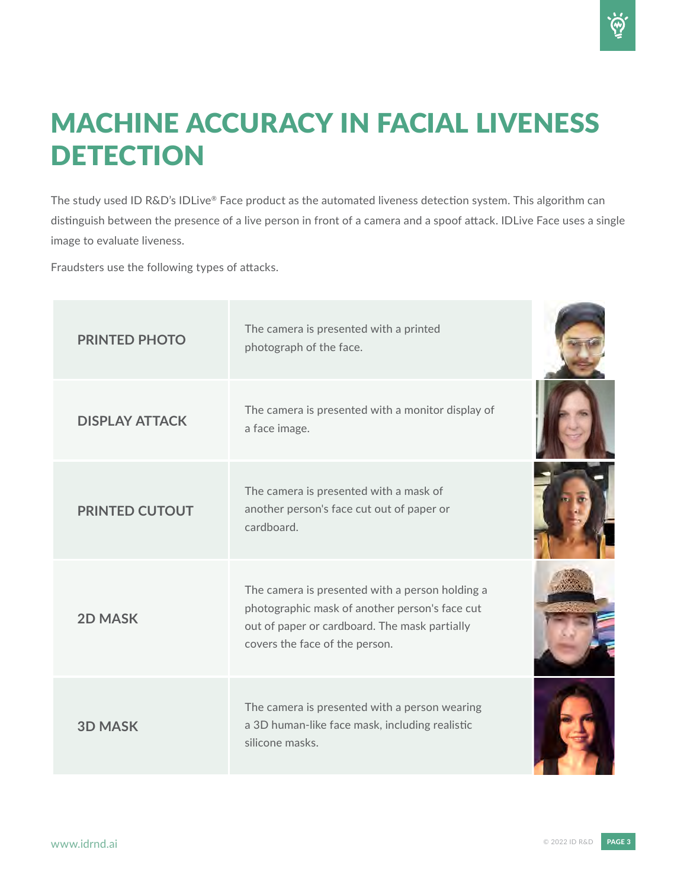# MACHINE ACCURACY IN FACIAL LIVENESS DETECTION

The study used ID R&D's IDLive® Face product as the automated liveness detection system. This algorithm can distinguish between the presence of a live person in front of a camera and a spoof attack. IDLive Face uses a single image to evaluate liveness.

Fraudsters use the following types of attacks.

| Attack type | Description |
| --- | --- |
| **PRINTED PHOTO** | The camera is presented with a printed photograph of the face. |
| **DISPLAY ATTACK** | The camera is presented with a monitor display of a face image. |
| **PRINTED CUTOUT** | The camera is presented with a mask of another person's face cut out of paper or cardboard. |
| **2D MASK** | The camera is presented with a person holding a photographic mask of another person's face cut out of paper or cardboard. The mask partially covers the face of the person. |
| **3D MASK** | The camera is presented with a person wearing a 3D human-like face mask, including realistic silicone masks. |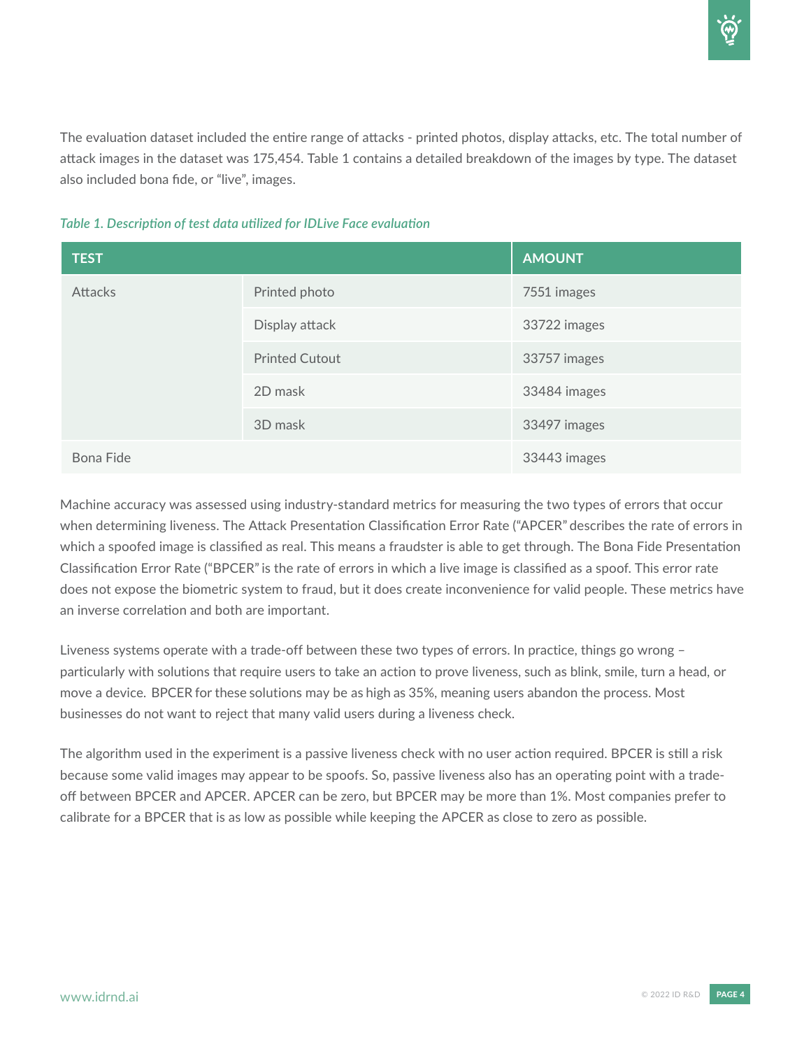The evaluation dataset included the entire range of attacks - printed photos, display attacks, etc. The total number of attack images in the dataset was 175,454. Table 1 contains a detailed breakdown of the images by type. The dataset also included bona fide, or "live", images.

*Table 1. Description of test data utilized for IDLive Face evaluation*

| TEST | | AMOUNT |
|---|---|---|
| Attacks | Printed photo | 7551 images |
| | Display attack | 33722 images |
| | Printed Cutout | 33757 images |
| | 2D mask | 33484 images |
| | 3D mask | 33497 images |
| Bona Fide | | 33443 images |

Machine accuracy was assessed using industry-standard metrics for measuring the two types of errors that occur when determining liveness. The Attack Presentation Classification Error Rate ("APCER" describes the rate of errors in which a spoofed image is classified as real. This means a fraudster is able to get through. The Bona Fide Presentation Classification Error Rate ("BPCER" is the rate of errors in which a live image is classified as a spoof. This error rate does not expose the biometric system to fraud, but it does create inconvenience for valid people. These metrics have an inverse correlation and both are important.

Liveness systems operate with a trade-off between these two types of errors. In practice, things go wrong – particularly with solutions that require users to take an action to prove liveness, such as blink, smile, turn a head, or move a device. BPCER for these solutions may be as high as 35%, meaning users abandon the process. Most businesses do not want to reject that many valid users during a liveness check.

The algorithm used in the experiment is a passive liveness check with no user action required. BPCER is still a risk because some valid images may appear to be spoofs. So, passive liveness also has an operating point with a trade-off between BPCER and APCER. APCER can be zero, but BPCER may be more than 1%. Most companies prefer to calibrate for a BPCER that is as low as possible while keeping the APCER as close to zero as possible.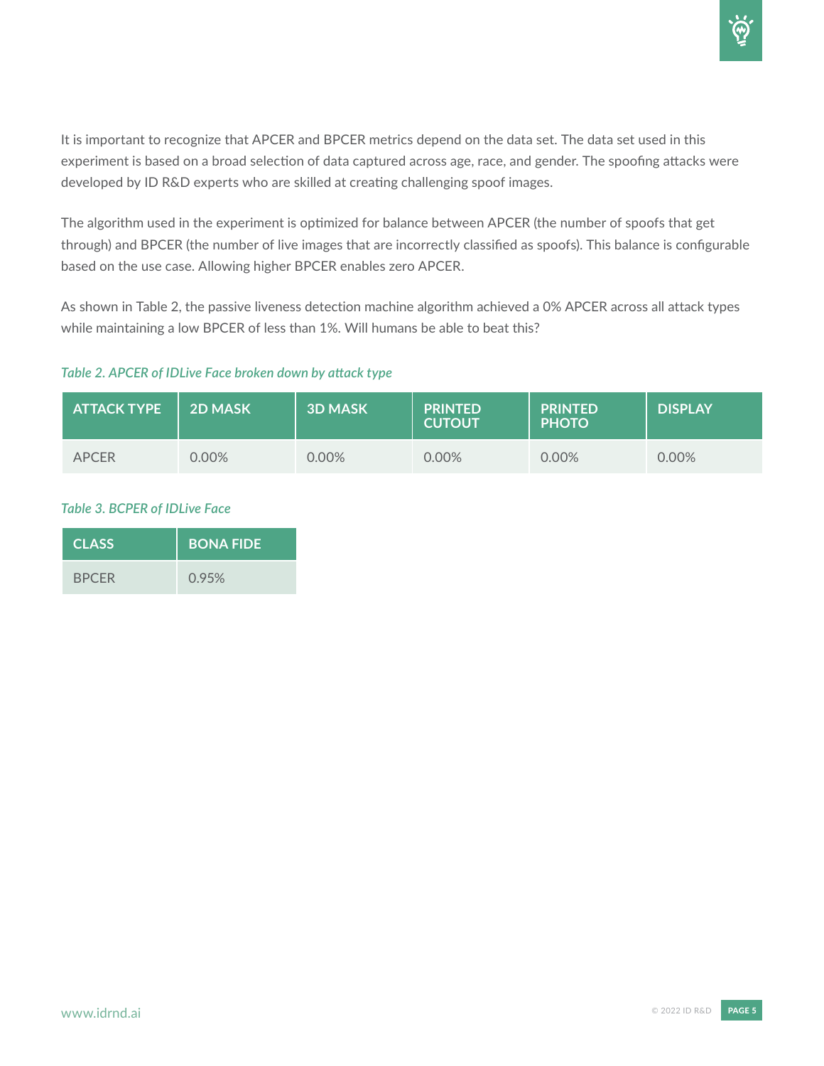It is important to recognize that APCER and BPCER metrics depend on the data set. The data set used in this experiment is based on a broad selection of data captured across age, race, and gender. The spoofing attacks were developed by ID R&D experts who are skilled at creating challenging spoof images.

The algorithm used in the experiment is optimized for balance between APCER (the number of spoofs that get through) and BPCER (the number of live images that are incorrectly classified as spoofs). This balance is configurable based on the use case. Allowing higher BPCER enables zero APCER.

As shown in Table 2, the passive liveness detection machine algorithm achieved a 0% APCER across all attack types while maintaining a low BPCER of less than 1%. Will humans be able to beat this?

*Table 2. APCER of IDLive Face broken down by attack type*

| ATTACK TYPE | 2D MASK | 3D MASK | PRINTED CUTOUT | PRINTED PHOTO | DISPLAY |
|---|---|---|---|---|---|
| APCER | 0.00% | 0.00% | 0.00% | 0.00% | 0.00% |

*Table 3. BCPER of IDLive Face*

| CLASS | BONA FIDE |
|---|---|
| BPCER | 0.95% |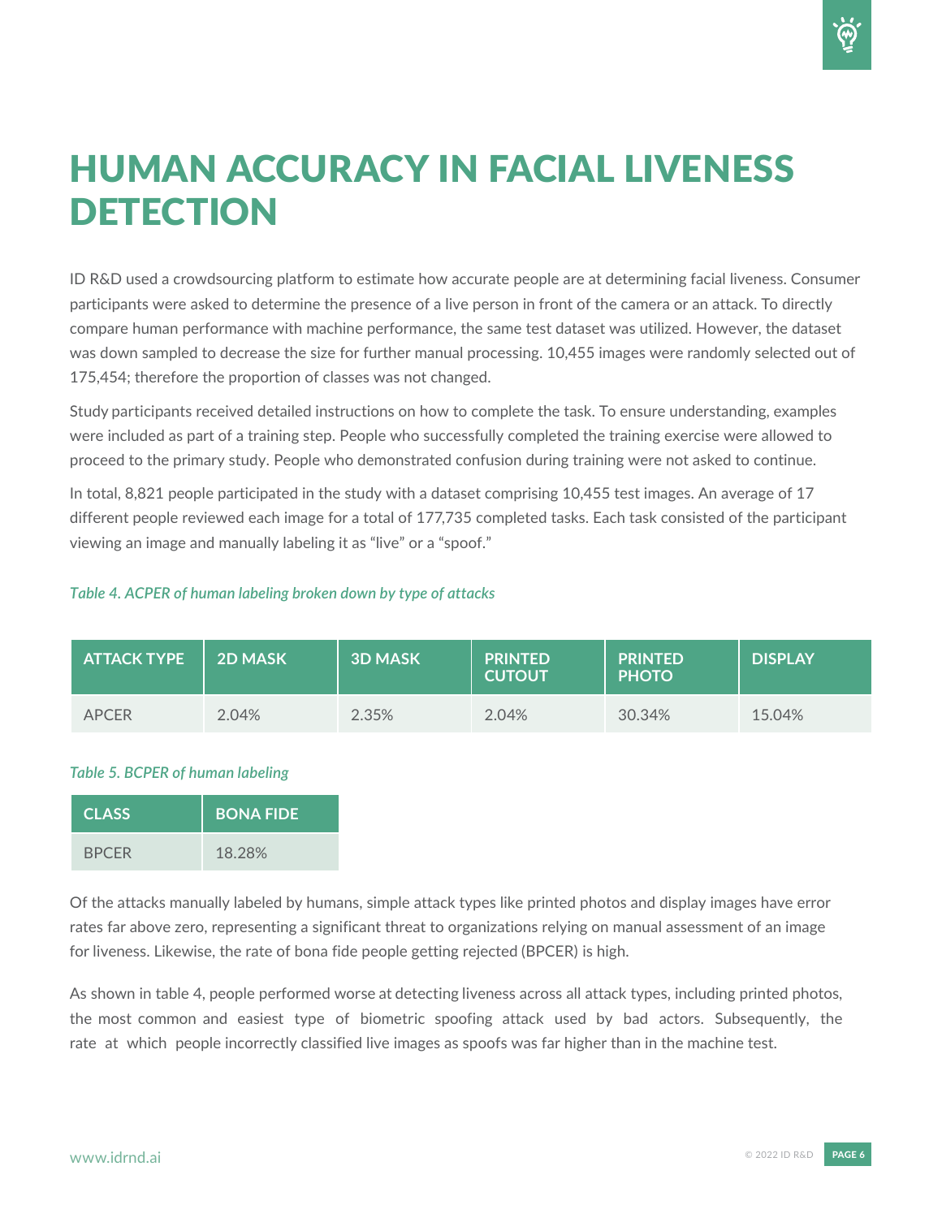# HUMAN ACCURACY IN FACIAL LIVENESS DETECTION

ID R&D used a crowdsourcing platform to estimate how accurate people are at determining facial liveness. Consumer participants were asked to determine the presence of a live person in front of the camera or an attack. To directly compare human performance with machine performance, the same test dataset was utilized. However, the dataset was down sampled to decrease the size for further manual processing. 10,455 images were randomly selected out of 175,454; therefore the proportion of classes was not changed.

Study participants received detailed instructions on how to complete the task. To ensure understanding, examples were included as part of a training step. People who successfully completed the training exercise were allowed to proceed to the primary study. People who demonstrated confusion during training were not asked to continue.

In total, 8,821 people participated in the study with a dataset comprising 10,455 test images. An average of 17 different people reviewed each image for a total of 177,735 completed tasks. Each task consisted of the participant viewing an image and manually labeling it as "live" or a "spoof."

*Table 4. ACPER of human labeling broken down by type of attacks*

| ATTACK TYPE | 2D MASK | 3D MASK | PRINTED CUTOUT | PRINTED PHOTO | DISPLAY |
|---|---|---|---|---|---|
| APCER | 2.04% | 2.35% | 2.04% | 30.34% | 15.04% |

*Table 5. BCPER of human labeling*

| CLASS | BONA FIDE |
|---|---|
| BPCER | 18.28% |

Of the attacks manually labeled by humans, simple attack types like printed photos and display images have error rates far above zero, representing a significant threat to organizations relying on manual assessment of an image for liveness. Likewise, the rate of bona fide people getting rejected (BPCER) is high.

As shown in table 4, people performed worse at detecting liveness across all attack types, including printed photos, the most common and easiest type of biometric spoofing attack used by bad actors. Subsequently, the rate at which people incorrectly classified live images as spoofs was far higher than in the machine test.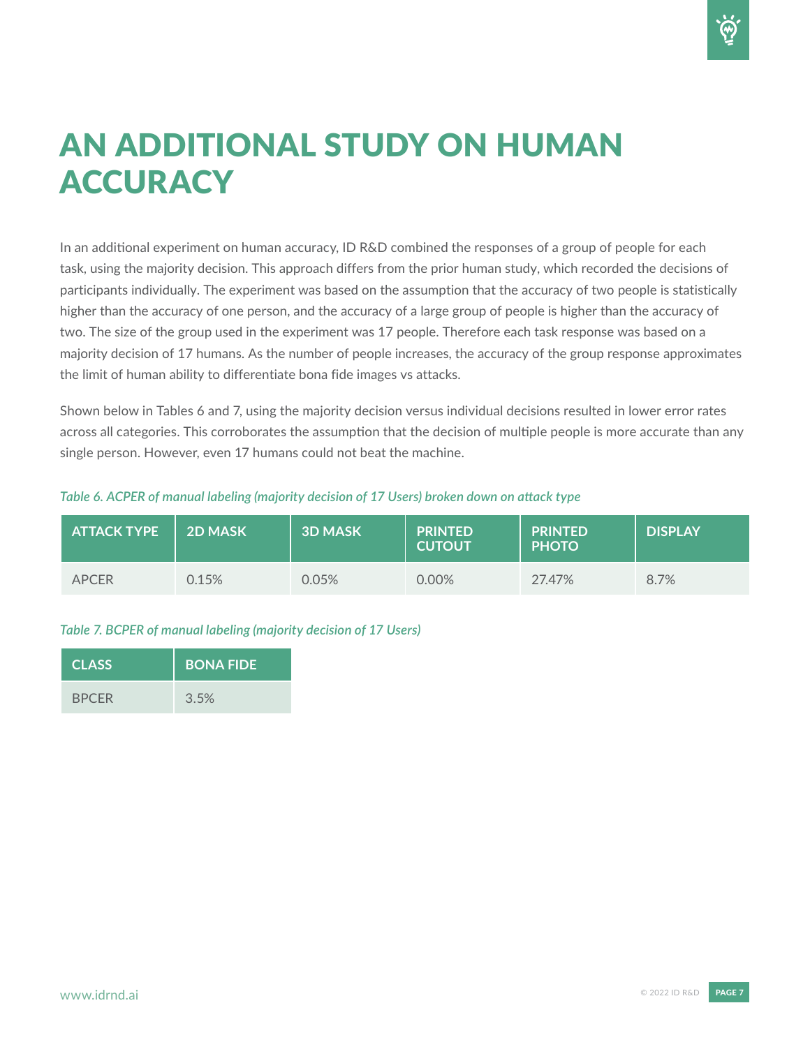# AN ADDITIONAL STUDY ON HUMAN ACCURACY

In an additional experiment on human accuracy, ID R&D combined the responses of a group of people for each task, using the majority decision. This approach differs from the prior human study, which recorded the decisions of participants individually. The experiment was based on the assumption that the accuracy of two people is statistically higher than the accuracy of one person, and the accuracy of a large group of people is higher than the accuracy of two. The size of the group used in the experiment was 17 people. Therefore each task response was based on a majority decision of 17 humans. As the number of people increases, the accuracy of the group response approximates the limit of human ability to differentiate bona fide images vs attacks.

Shown below in Tables 6 and 7, using the majority decision versus individual decisions resulted in lower error rates across all categories. This corroborates the assumption that the decision of multiple people is more accurate than any single person. However, even 17 humans could not beat the machine.

*Table 6. ACPER of manual labeling (majority decision of 17 Users) broken down on attack type*

| ATTACK TYPE | 2D MASK | 3D MASK | PRINTED CUTOUT | PRINTED PHOTO | DISPLAY |
|---|---|---|---|---|---|
| APCER | 0.15% | 0.05% | 0.00% | 27.47% | 8.7% |

*Table 7. BCPER of manual labeling (majority decision of 17 Users)*

| CLASS | BONA FIDE |
|---|---|
| BPCER | 3.5% |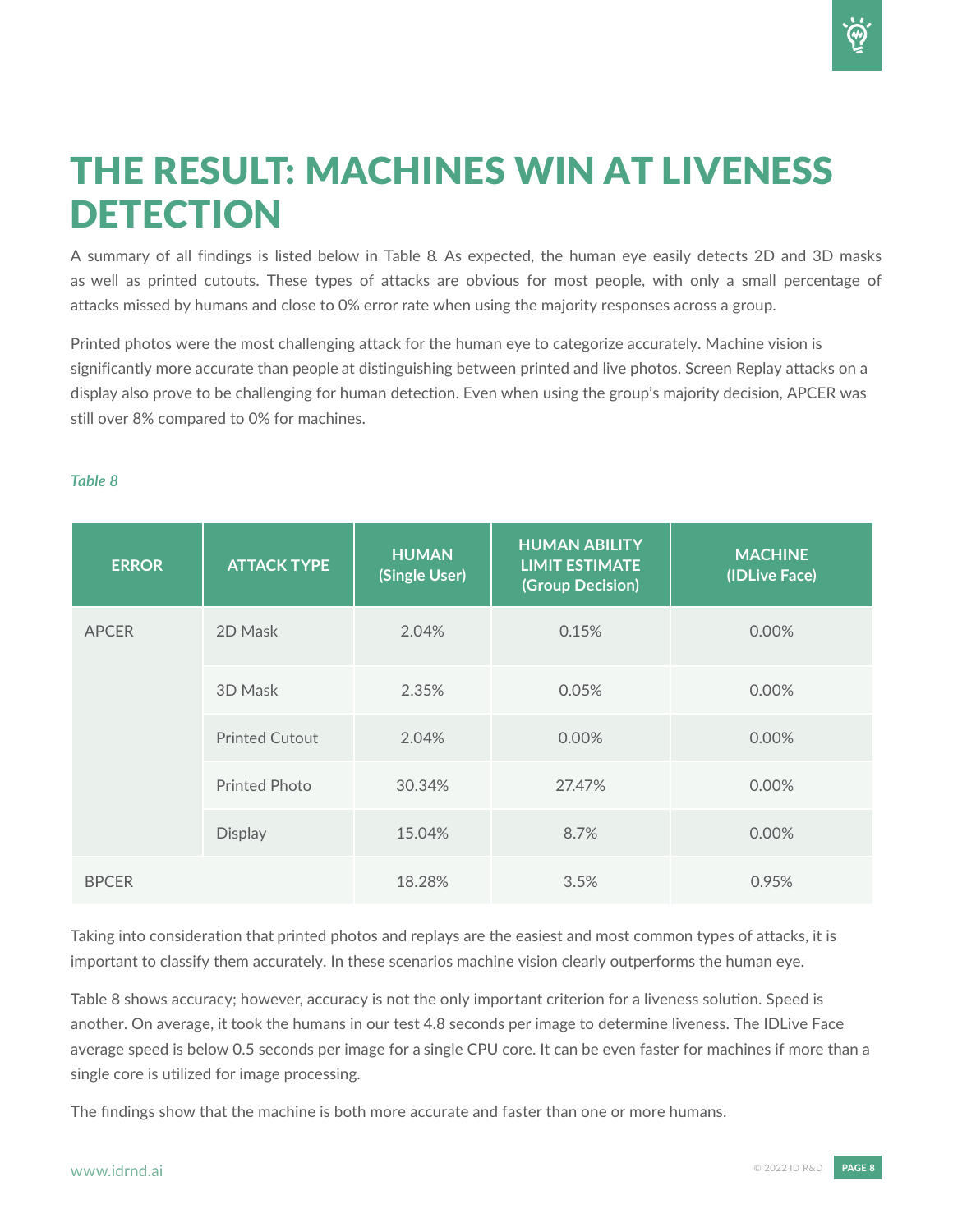# THE RESULT: MACHINES WIN AT LIVENESS DETECTION

A summary of all findings is listed below in Table 8. As expected, the human eye easily detects 2D and 3D masks as well as printed cutouts. These types of attacks are obvious for most people, with only a small percentage of attacks missed by humans and close to 0% error rate when using the majority responses across a group.

Printed photos were the most challenging attack for the human eye to categorize accurately. Machine vision is significantly more accurate than people at distinguishing between printed and live photos. Screen Replay attacks on a display also prove to be challenging for human detection. Even when using the group's majority decision, APCER was still over 8% compared to 0% for machines.

*Table 8*

| ERROR | ATTACK TYPE | HUMAN (Single User) | HUMAN ABILITY LIMIT ESTIMATE (Group Decision) | MACHINE (IDLive Face) |
|---|---|---|---|---|
| APCER | 2D Mask | 2.04% | 0.15% | 0.00% |
| | 3D Mask | 2.35% | 0.05% | 0.00% |
| | Printed Cutout | 2.04% | 0.00% | 0.00% |
| | Printed Photo | 30.34% | 27.47% | 0.00% |
| | Display | 15.04% | 8.7% | 0.00% |
| BPCER | | 18.28% | 3.5% | 0.95% |

Taking into consideration that printed photos and replays are the easiest and most common types of attacks, it is important to classify them accurately. In these scenarios machine vision clearly outperforms the human eye.

Table 8 shows accuracy; however, accuracy is not the only important criterion for a liveness solution. Speed is another. On average, it took the humans in our test 4.8 seconds per image to determine liveness. The IDLive Face average speed is below 0.5 seconds per image for a single CPU core. It can be even faster for machines if more than a single core is utilized for image processing.

The findings show that the machine is both more accurate and faster than one or more humans.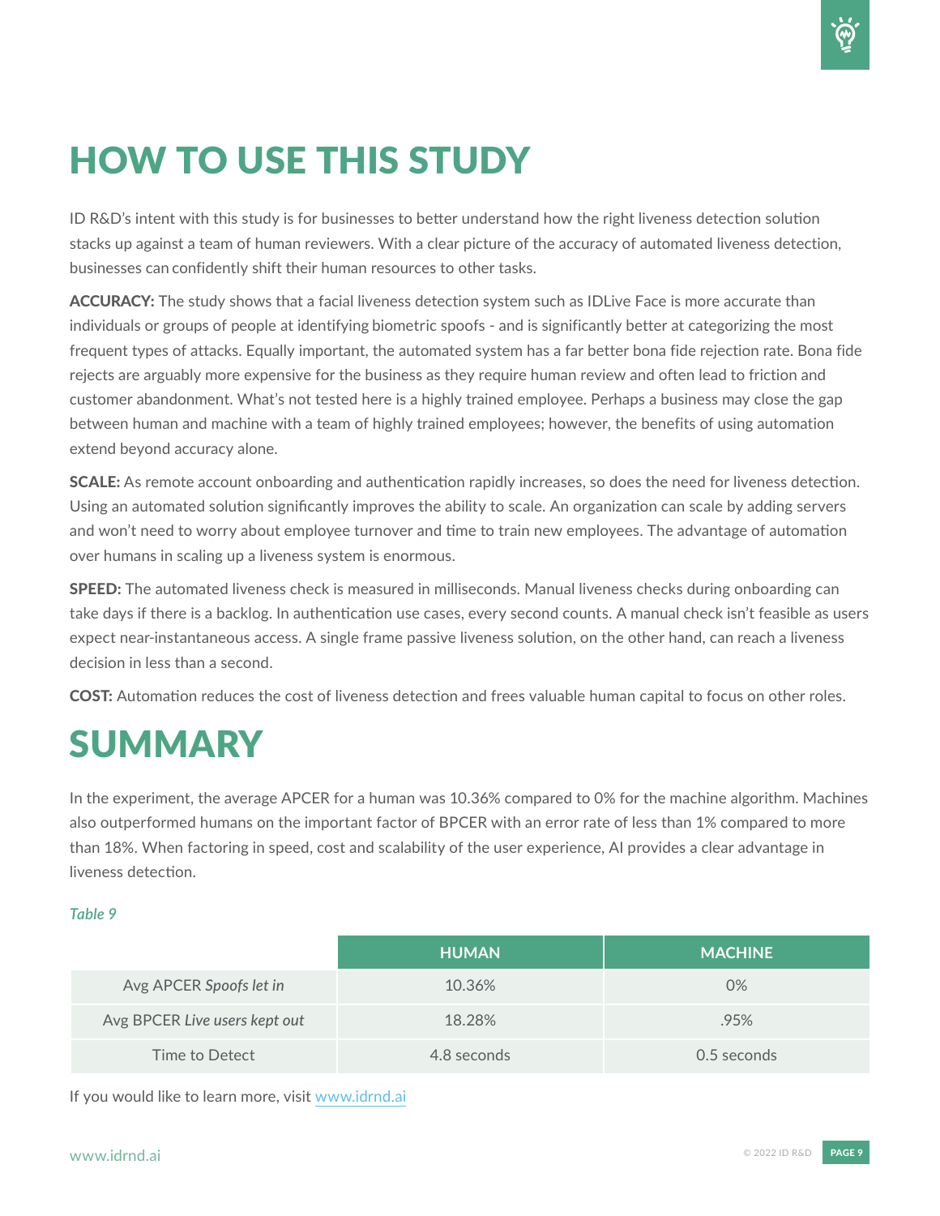# HOW TO USE THIS STUDY

ID R&D's intent with this study is for businesses to better understand how the right liveness detection solution stacks up against a team of human reviewers. With a clear picture of the accuracy of automated liveness detection, businesses can confidently shift their human resources to other tasks.

**ACCURACY:** The study shows that a facial liveness detection system such as IDLive Face is more accurate than individuals or groups of people at identifying biometric spoofs - and is significantly better at categorizing the most frequent types of attacks. Equally important, the automated system has a far better bona fide rejection rate. Bona fide rejects are arguably more expensive for the business as they require human review and often lead to friction and customer abandonment. What's not tested here is a highly trained employee. Perhaps a business may close the gap between human and machine with a team of highly trained employees; however, the benefits of using automation extend beyond accuracy alone.

**SCALE:** As remote account onboarding and authentication rapidly increases, so does the need for liveness detection. Using an automated solution significantly improves the ability to scale. An organization can scale by adding servers and won't need to worry about employee turnover and time to train new employees. The advantage of automation over humans in scaling up a liveness system is enormous.

**SPEED:** The automated liveness check is measured in milliseconds. Manual liveness checks during onboarding can take days if there is a backlog. In authentication use cases, every second counts. A manual check isn't feasible as users expect near-instantaneous access. A single frame passive liveness solution, on the other hand, can reach a liveness decision in less than a second.

**COST:** Automation reduces the cost of liveness detection and frees valuable human capital to focus on other roles.

# SUMMARY

In the experiment, the average APCER for a human was 10.36% compared to 0% for the machine algorithm. Machines also outperformed humans on the important factor of BPCER with an error rate of less than 1% compared to more than 18%. When factoring in speed, cost and scalability of the user experience, AI provides a clear advantage in liveness detection.

*Table 9*

| | HUMAN | MACHINE |
|---|---|---|
| Avg APCER *Spoofs let in* | 10.36% | 0% |
| Avg BPCER *Live users kept out* | 18.28% | .95% |
| Time to Detect | 4.8 seconds | 0.5 seconds |

If you would like to learn more, visit [www.idrnd.ai](www.idrnd.ai)